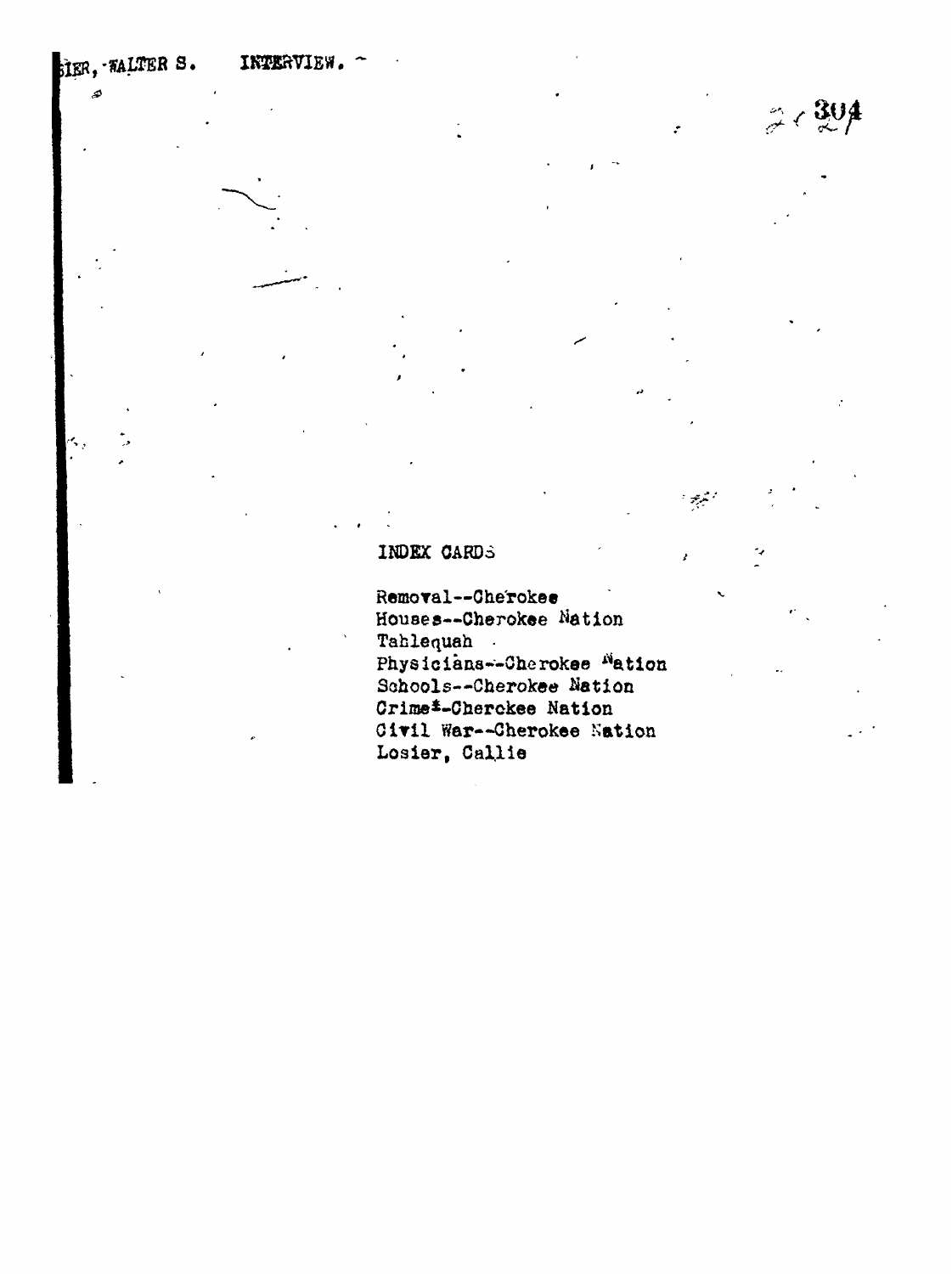SIER, WALTER S. INTERVIEW.

304

INDEX CARDS

Removal--Cherokee
Houses--Cherokee Nation
Tahlequah
Physicians--Cherokee Nation
Schools--Cherokee Nation
Crime--Cherokee Nation
Civil War--Cherokee Nation
Losier, Callie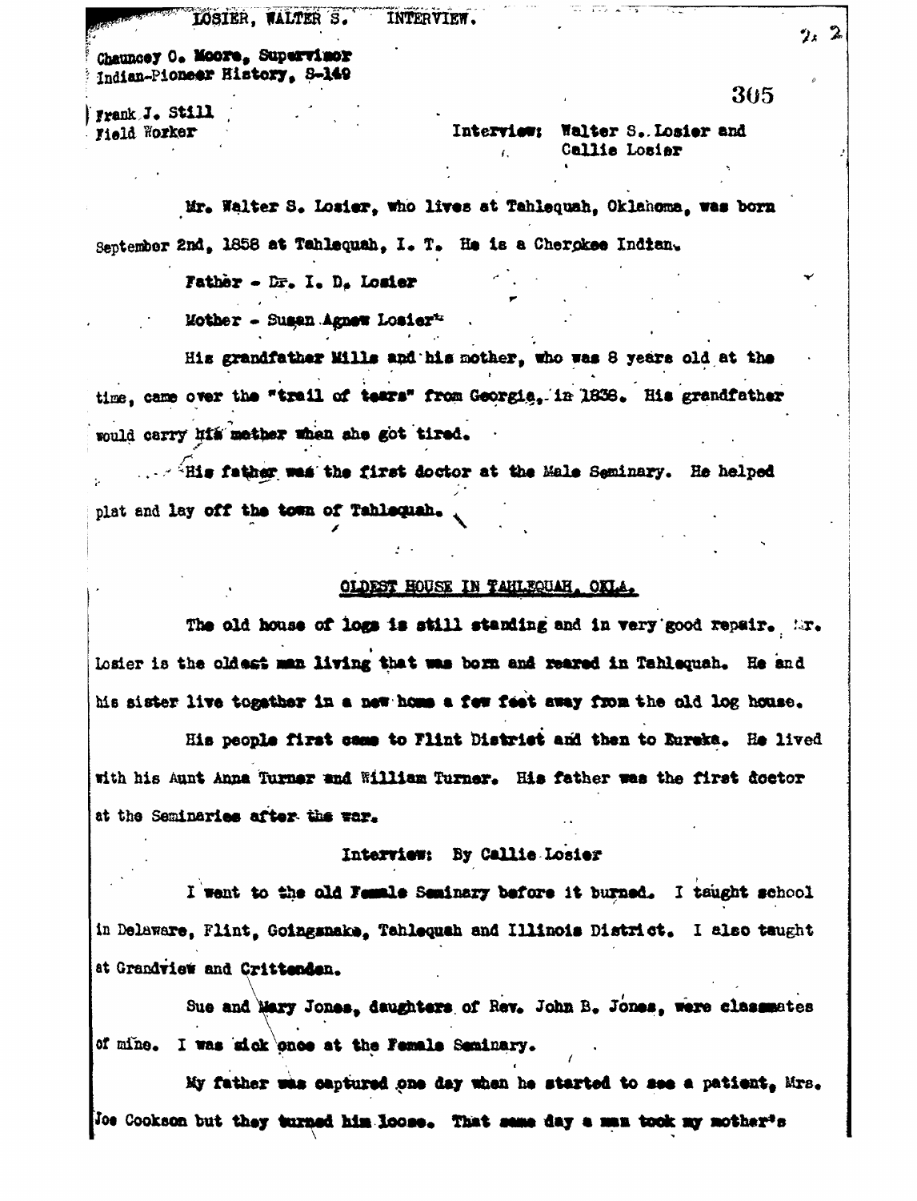LOSIER, WALTER S. INTERVIEW.

Chauncey O. Moore, Supervisor
Indian-Pioneer History, S-149

Frank J. Still
Field Worker

Interview: Walter S. Losier and
Callie Losier

Mr. Walter S. Losier, who lives at Tahlequah, Oklahoma, was born September 2nd, 1858 at Tahlequah, I. T. He is a Cherokee Indian.

Father - Dr. I. D. Losier

Mother - Susan Agnew Losier

His grandfather Mills and his mother, who was 8 years old at the time, came over the "trail of tears" from Georgia, in 1838. His grandfather would carry his mother when she got tired.

His father was the first doctor at the Male Seminary. He helped plat and lay off the town of Tahlequah.

## OLDEST HOUSE IN TAHLEQUAH, OKLA.

The old house of logs is still standing and in very good repair. Mr. Losier is the oldest man living that was born and reared in Tahlequah. He and his sister live together in a new home a few feet away from the old log house.

His people first came to Flint District and then to Eureka. He lived with his Aunt Anna Turner and William Turner. His father was the first doctor at the Seminaries after the war.

### Interview: By Callie Losier

I went to the old Female Seminary before it burned. I taught school in Delaware, Flint, Goingsnake, Tahlequah and Illinois District. I also taught at Grandview and Crittenden.

Sue and Mary Jones, daughters of Rev. John B. Jones, were classmates of mine. I was sick once at the Female Seminary.

My father was captured one day when he started to see a patient, Mrs. Joe Cookson but they turned him loose. That same day a man took my mother's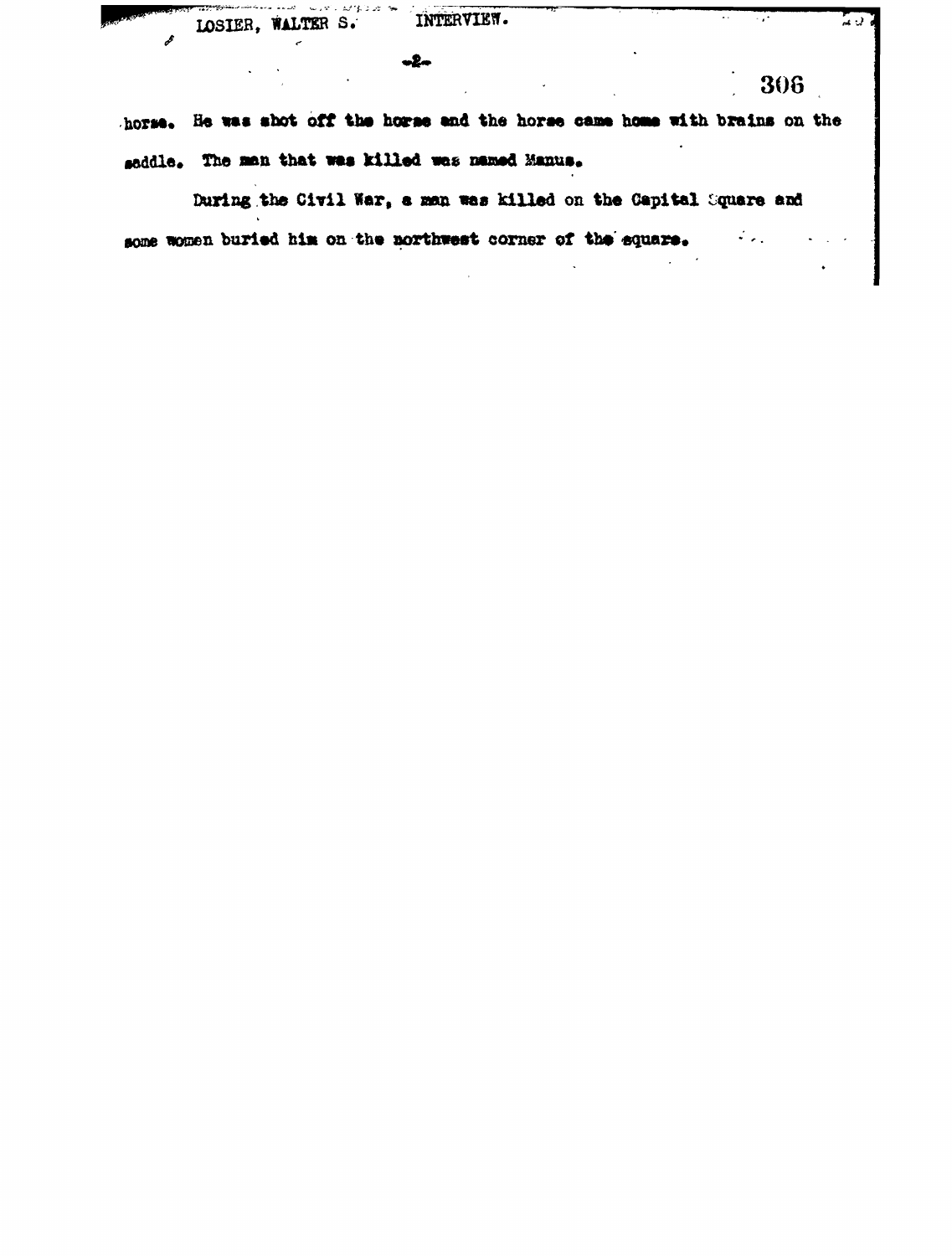horse. He was shot off the horse and the horse came home with brains on the saddle. The man that was killed was named Manus.

During the Civil War, a man was killed on the Capital Square and some women buried him on the northwest corner of the square.